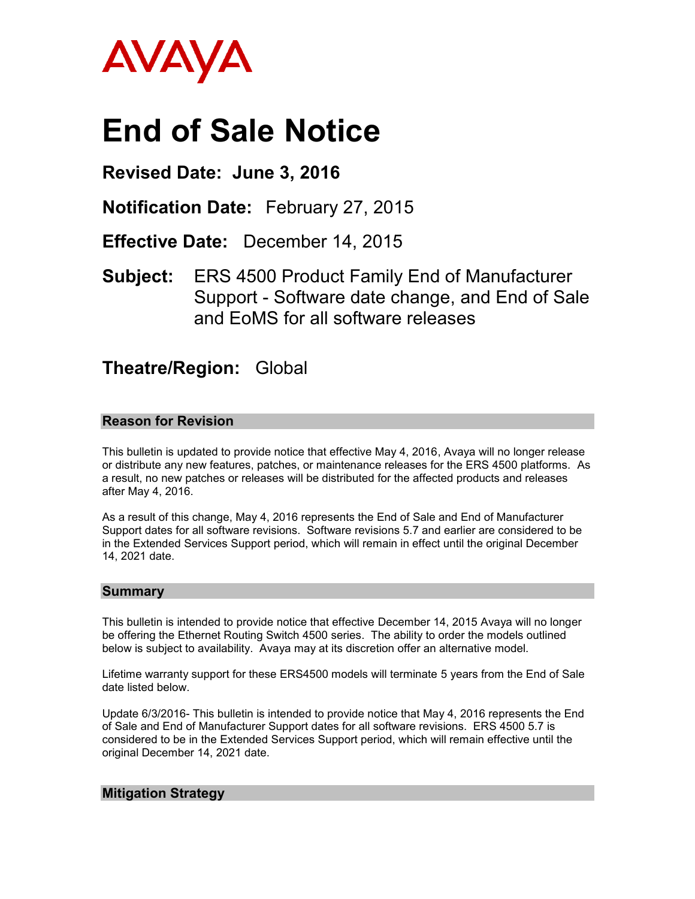AVAYA

# End of Sale Notice

**Revised Date: June 3, 2016**

**Notification Date:** February 27, 2015

**Effective Date:** December 14, 2015

**Subject:** ERS 4500 Product Family End of Manufacturer Support - Software date change, and End of Sale and EoMS for all software releases

**Theatre/Region:** Global

## Reason for Revision

This bulletin is updated to provide notice that effective May 4, 2016, Avaya will no longer release or distribute any new features, patches, or maintenance releases for the ERS 4500 platforms. As a result, no new patches or releases will be distributed for the affected products and releases after May 4, 2016.

As a result of this change, May 4, 2016 represents the End of Sale and End of Manufacturer Support dates for all software revisions. Software revisions 5.7 and earlier are considered to be in the Extended Services Support period, which will remain in effect until the original December 14, 2021 date.

## Summary

This bulletin is intended to provide notice that effective December 14, 2015 Avaya will no longer be offering the Ethernet Routing Switch 4500 series. The ability to order the models outlined below is subject to availability. Avaya may at its discretion offer an alternative model.

Lifetime warranty support for these ERS4500 models will terminate 5 years from the End of Sale date listed below.

Update 6/3/2016- This bulletin is intended to provide notice that May 4, 2016 represents the End of Sale and End of Manufacturer Support dates for all software revisions. ERS 4500 5.7 is considered to be in the Extended Services Support period, which will remain effective until the original December 14, 2021 date.

## Mitigation Strategy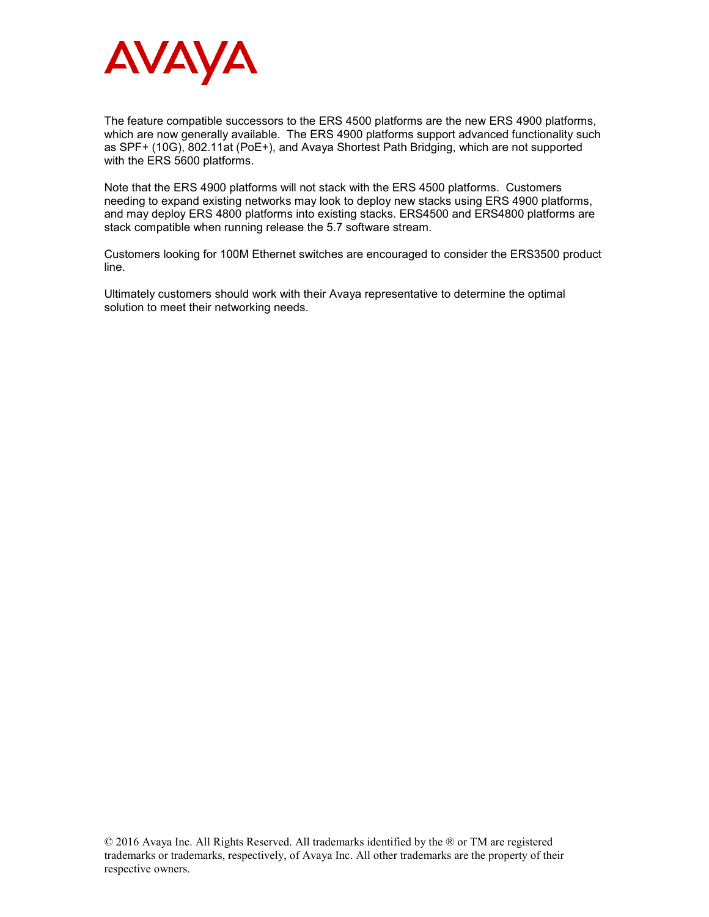The feature compatible successors to the ERS 4500 platforms are the new ERS 4900 platforms, which are now generally available. The ERS 4900 platforms support advanced functionality such as SPF+ (10G), 802.11at (PoE+), and Avaya Shortest Path Bridging, which are not supported with the ERS 5600 platforms.

Note that the ERS 4900 platforms will not stack with the ERS 4500 platforms. Customers needing to expand existing networks may look to deploy new stacks using ERS 4900 platforms, and may deploy ERS 4800 platforms into existing stacks. ERS4500 and ERS4800 platforms are stack compatible when running release the 5.7 software stream.

Customers looking for 100M Ethernet switches are encouraged to consider the ERS3500 product line.

Ultimately customers should work with their Avaya representative to determine the optimal solution to meet their networking needs.

© 2016 Avaya Inc. All Rights Reserved. All trademarks identified by the ® or TM are registered trademarks or trademarks, respectively, of Avaya Inc. All other trademarks are the property of their respective owners.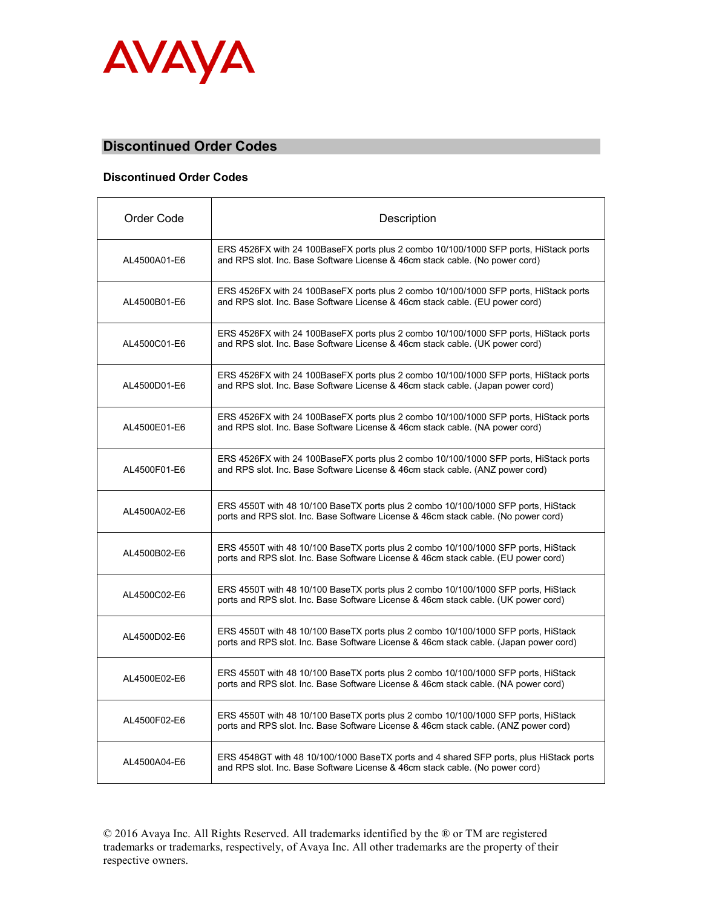## Discontinued Order Codes

### Discontinued Order Codes

| Order Code | Description |
|---|---|
| AL4500A01-E6 | ERS 4526FX with 24 100BaseFX ports plus 2 combo 10/100/1000 SFP ports, HiStack ports and RPS slot. Inc. Base Software License & 46cm stack cable. (No power cord) |
| AL4500B01-E6 | ERS 4526FX with 24 100BaseFX ports plus 2 combo 10/100/1000 SFP ports, HiStack ports and RPS slot. Inc. Base Software License & 46cm stack cable. (EU power cord) |
| AL4500C01-E6 | ERS 4526FX with 24 100BaseFX ports plus 2 combo 10/100/1000 SFP ports, HiStack ports and RPS slot. Inc. Base Software License & 46cm stack cable. (UK power cord) |
| AL4500D01-E6 | ERS 4526FX with 24 100BaseFX ports plus 2 combo 10/100/1000 SFP ports, HiStack ports and RPS slot. Inc. Base Software License & 46cm stack cable. (Japan power cord) |
| AL4500E01-E6 | ERS 4526FX with 24 100BaseFX ports plus 2 combo 10/100/1000 SFP ports, HiStack ports and RPS slot. Inc. Base Software License & 46cm stack cable. (NA power cord) |
| AL4500F01-E6 | ERS 4526FX with 24 100BaseFX ports plus 2 combo 10/100/1000 SFP ports, HiStack ports and RPS slot. Inc. Base Software License & 46cm stack cable. (ANZ power cord) |
| AL4500A02-E6 | ERS 4550T with 48 10/100 BaseTX ports plus 2 combo 10/100/1000 SFP ports, HiStack ports and RPS slot. Inc. Base Software License & 46cm stack cable. (No power cord) |
| AL4500B02-E6 | ERS 4550T with 48 10/100 BaseTX ports plus 2 combo 10/100/1000 SFP ports, HiStack ports and RPS slot. Inc. Base Software License & 46cm stack cable. (EU power cord) |
| AL4500C02-E6 | ERS 4550T with 48 10/100 BaseTX ports plus 2 combo 10/100/1000 SFP ports, HiStack ports and RPS slot. Inc. Base Software License & 46cm stack cable. (UK power cord) |
| AL4500D02-E6 | ERS 4550T with 48 10/100 BaseTX ports plus 2 combo 10/100/1000 SFP ports, HiStack ports and RPS slot. Inc. Base Software License & 46cm stack cable. (Japan power cord) |
| AL4500E02-E6 | ERS 4550T with 48 10/100 BaseTX ports plus 2 combo 10/100/1000 SFP ports, HiStack ports and RPS slot. Inc. Base Software License & 46cm stack cable. (NA power cord) |
| AL4500F02-E6 | ERS 4550T with 48 10/100 BaseTX ports plus 2 combo 10/100/1000 SFP ports, HiStack ports and RPS slot. Inc. Base Software License & 46cm stack cable. (ANZ power cord) |
| AL4500A04-E6 | ERS 4548GT with 48 10/100/1000 BaseTX ports and 4 shared SFP ports, plus HiStack ports and RPS slot. Inc. Base Software License & 46cm stack cable. (No power cord) |

© 2016 Avaya Inc. All Rights Reserved. All trademarks identified by the ® or TM are registered trademarks or trademarks, respectively, of Avaya Inc. All other trademarks are the property of their respective owners.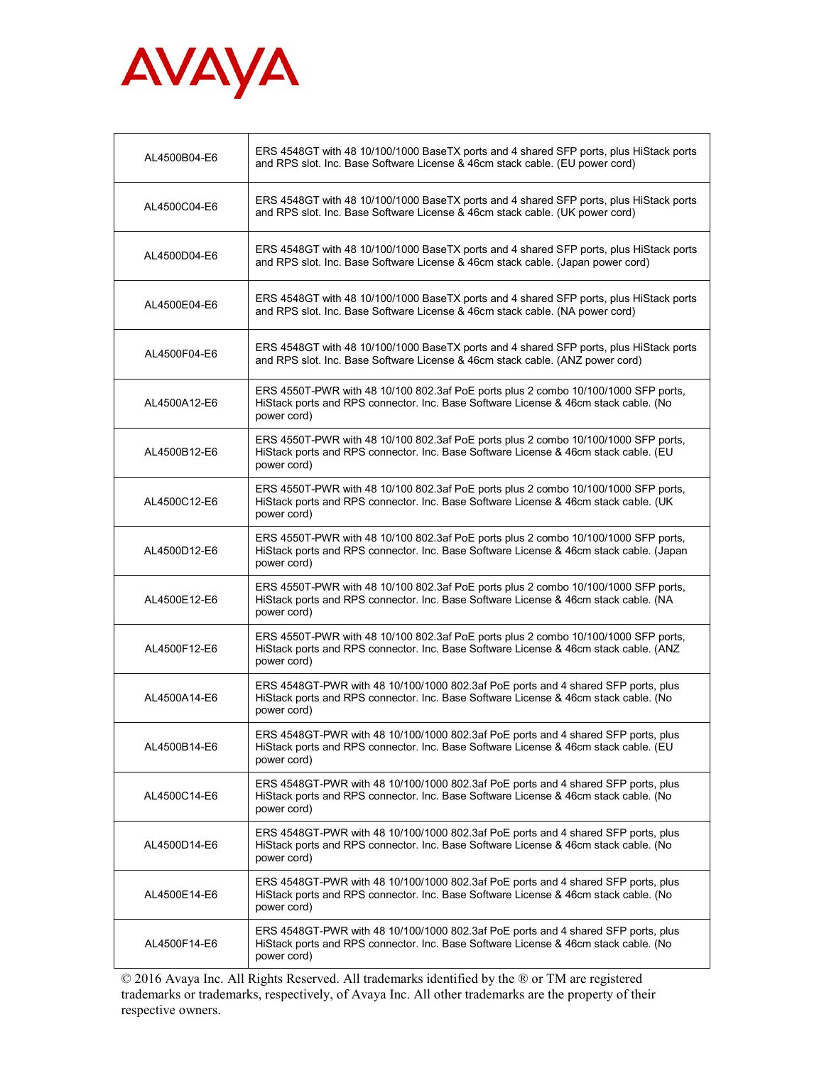| | |
|---|---|
| AL4500B04-E6 | ERS 4548GT with 48 10/100/1000 BaseTX ports and 4 shared SFP ports, plus HiStack ports and RPS slot. Inc. Base Software License & 46cm stack cable. (EU power cord) |
| AL4500C04-E6 | ERS 4548GT with 48 10/100/1000 BaseTX ports and 4 shared SFP ports, plus HiStack ports and RPS slot. Inc. Base Software License & 46cm stack cable. (UK power cord) |
| AL4500D04-E6 | ERS 4548GT with 48 10/100/1000 BaseTX ports and 4 shared SFP ports, plus HiStack ports and RPS slot. Inc. Base Software License & 46cm stack cable. (Japan power cord) |
| AL4500E04-E6 | ERS 4548GT with 48 10/100/1000 BaseTX ports and 4 shared SFP ports, plus HiStack ports and RPS slot. Inc. Base Software License & 46cm stack cable. (NA power cord) |
| AL4500F04-E6 | ERS 4548GT with 48 10/100/1000 BaseTX ports and 4 shared SFP ports, plus HiStack ports and RPS slot. Inc. Base Software License & 46cm stack cable. (ANZ power cord) |
| AL4500A12-E6 | ERS 4550T-PWR with 48 10/100 802.3af PoE ports plus 2 combo 10/100/1000 SFP ports, HiStack ports and RPS connector. Inc. Base Software License & 46cm stack cable. (No power cord) |
| AL4500B12-E6 | ERS 4550T-PWR with 48 10/100 802.3af PoE ports plus 2 combo 10/100/1000 SFP ports, HiStack ports and RPS connector. Inc. Base Software License & 46cm stack cable. (EU power cord) |
| AL4500C12-E6 | ERS 4550T-PWR with 48 10/100 802.3af PoE ports plus 2 combo 10/100/1000 SFP ports, HiStack ports and RPS connector. Inc. Base Software License & 46cm stack cable. (UK power cord) |
| AL4500D12-E6 | ERS 4550T-PWR with 48 10/100 802.3af PoE ports plus 2 combo 10/100/1000 SFP ports, HiStack ports and RPS connector. Inc. Base Software License & 46cm stack cable. (Japan power cord) |
| AL4500E12-E6 | ERS 4550T-PWR with 48 10/100 802.3af PoE ports plus 2 combo 10/100/1000 SFP ports, HiStack ports and RPS connector. Inc. Base Software License & 46cm stack cable. (NA power cord) |
| AL4500F12-E6 | ERS 4550T-PWR with 48 10/100 802.3af PoE ports plus 2 combo 10/100/1000 SFP ports, HiStack ports and RPS connector. Inc. Base Software License & 46cm stack cable. (ANZ power cord) |
| AL4500A14-E6 | ERS 4548GT-PWR with 48 10/100/1000 802.3af PoE ports and 4 shared SFP ports, plus HiStack ports and RPS connector. Inc. Base Software License & 46cm stack cable. (No power cord) |
| AL4500B14-E6 | ERS 4548GT-PWR with 48 10/100/1000 802.3af PoE ports and 4 shared SFP ports, plus HiStack ports and RPS connector. Inc. Base Software License & 46cm stack cable. (EU power cord) |
| AL4500C14-E6 | ERS 4548GT-PWR with 48 10/100/1000 802.3af PoE ports and 4 shared SFP ports, plus HiStack ports and RPS connector. Inc. Base Software License & 46cm stack cable. (No power cord) |
| AL4500D14-E6 | ERS 4548GT-PWR with 48 10/100/1000 802.3af PoE ports and 4 shared SFP ports, plus HiStack ports and RPS connector. Inc. Base Software License & 46cm stack cable. (No power cord) |
| AL4500E14-E6 | ERS 4548GT-PWR with 48 10/100/1000 802.3af PoE ports and 4 shared SFP ports, plus HiStack ports and RPS connector. Inc. Base Software License & 46cm stack cable. (No power cord) |
| AL4500F14-E6 | ERS 4548GT-PWR with 48 10/100/1000 802.3af PoE ports and 4 shared SFP ports, plus HiStack ports and RPS connector. Inc. Base Software License & 46cm stack cable. (No power cord) |

© 2016 Avaya Inc. All Rights Reserved. All trademarks identified by the ® or TM are registered trademarks or trademarks, respectively, of Avaya Inc. All other trademarks are the property of their respective owners.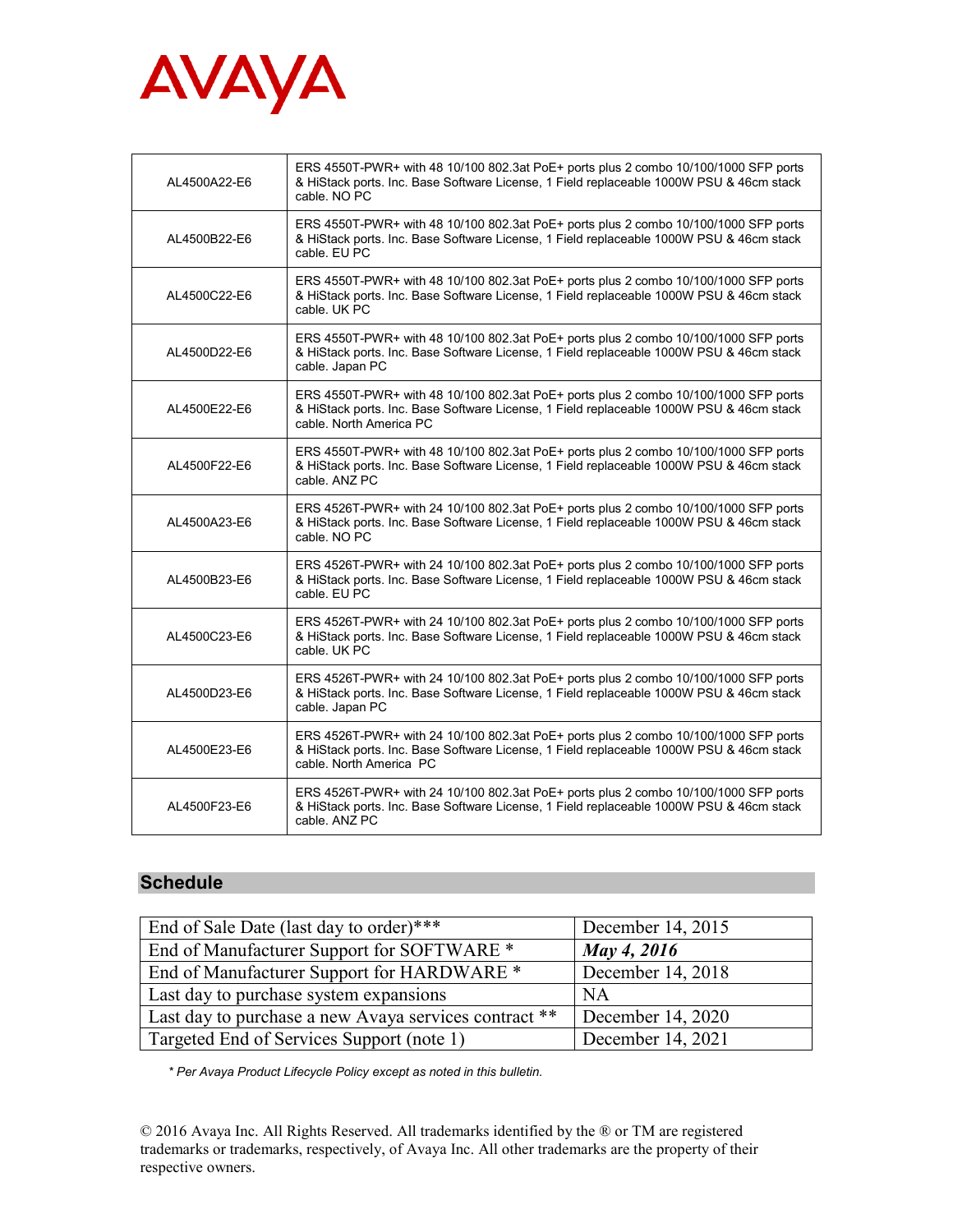AVAYA

| AL4500A22-E6 | ERS 4550T-PWR+ with 48 10/100 802.3at PoE+ ports plus 2 combo 10/100/1000 SFP ports & HiStack ports. Inc. Base Software License, 1 Field replaceable 1000W PSU & 46cm stack cable. NO PC |
|---|---|
| AL4500B22-E6 | ERS 4550T-PWR+ with 48 10/100 802.3at PoE+ ports plus 2 combo 10/100/1000 SFP ports & HiStack ports. Inc. Base Software License, 1 Field replaceable 1000W PSU & 46cm stack cable. EU PC |
| AL4500C22-E6 | ERS 4550T-PWR+ with 48 10/100 802.3at PoE+ ports plus 2 combo 10/100/1000 SFP ports & HiStack ports. Inc. Base Software License, 1 Field replaceable 1000W PSU & 46cm stack cable. UK PC |
| AL4500D22-E6 | ERS 4550T-PWR+ with 48 10/100 802.3at PoE+ ports plus 2 combo 10/100/1000 SFP ports & HiStack ports. Inc. Base Software License, 1 Field replaceable 1000W PSU & 46cm stack cable. Japan PC |
| AL4500E22-E6 | ERS 4550T-PWR+ with 48 10/100 802.3at PoE+ ports plus 2 combo 10/100/1000 SFP ports & HiStack ports. Inc. Base Software License, 1 Field replaceable 1000W PSU & 46cm stack cable. North America PC |
| AL4500F22-E6 | ERS 4550T-PWR+ with 48 10/100 802.3at PoE+ ports plus 2 combo 10/100/1000 SFP ports & HiStack ports. Inc. Base Software License, 1 Field replaceable 1000W PSU & 46cm stack cable. ANZ PC |
| AL4500A23-E6 | ERS 4526T-PWR+ with 24 10/100 802.3at PoE+ ports plus 2 combo 10/100/1000 SFP ports & HiStack ports. Inc. Base Software License, 1 Field replaceable 1000W PSU & 46cm stack cable. NO PC |
| AL4500B23-E6 | ERS 4526T-PWR+ with 24 10/100 802.3at PoE+ ports plus 2 combo 10/100/1000 SFP ports & HiStack ports. Inc. Base Software License, 1 Field replaceable 1000W PSU & 46cm stack cable. EU PC |
| AL4500C23-E6 | ERS 4526T-PWR+ with 24 10/100 802.3at PoE+ ports plus 2 combo 10/100/1000 SFP ports & HiStack ports. Inc. Base Software License, 1 Field replaceable 1000W PSU & 46cm stack cable. UK PC |
| AL4500D23-E6 | ERS 4526T-PWR+ with 24 10/100 802.3at PoE+ ports plus 2 combo 10/100/1000 SFP ports & HiStack ports. Inc. Base Software License, 1 Field replaceable 1000W PSU & 46cm stack cable. Japan PC |
| AL4500E23-E6 | ERS 4526T-PWR+ with 24 10/100 802.3at PoE+ ports plus 2 combo 10/100/1000 SFP ports & HiStack ports. Inc. Base Software License, 1 Field replaceable 1000W PSU & 46cm stack cable. North America PC |
| AL4500F23-E6 | ERS 4526T-PWR+ with 24 10/100 802.3at PoE+ ports plus 2 combo 10/100/1000 SFP ports & HiStack ports. Inc. Base Software License, 1 Field replaceable 1000W PSU & 46cm stack cable. ANZ PC |

## Schedule

| End of Sale Date (last day to order)*** | December 14, 2015 |
|---|---|
| End of Manufacturer Support for SOFTWARE * | ***May 4, 2016*** |
| End of Manufacturer Support for HARDWARE * | December 14, 2018 |
| Last day to purchase system expansions | NA |
| Last day to purchase a new Avaya services contract ** | December 14, 2020 |
| Targeted End of Services Support (note 1) | December 14, 2021 |

*\* Per Avaya Product Lifecycle Policy except as noted in this bulletin.*

© 2016 Avaya Inc. All Rights Reserved. All trademarks identified by the ® or TM are registered trademarks or trademarks, respectively, of Avaya Inc. All other trademarks are the property of their respective owners.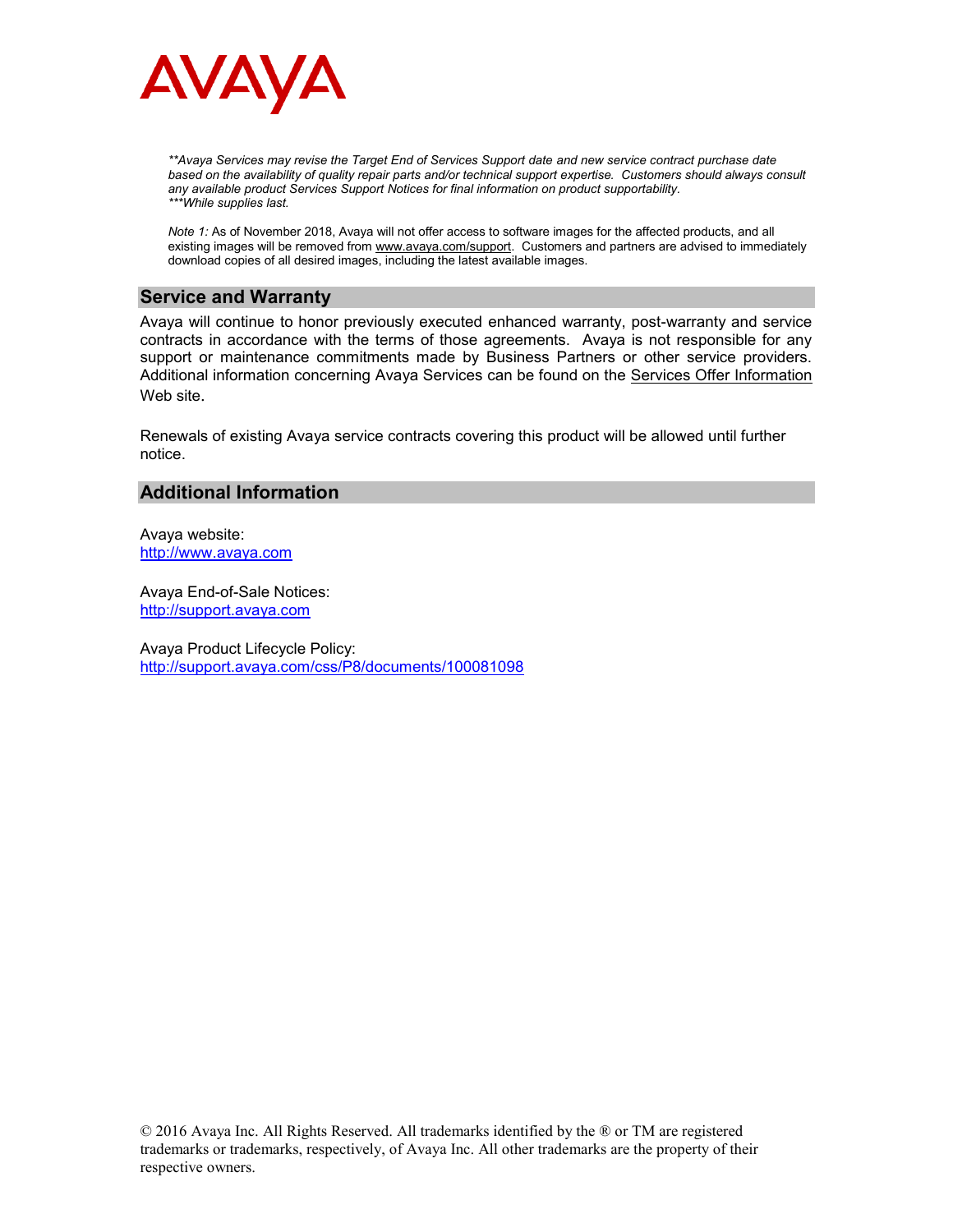*\*\*Avaya Services may revise the Target End of Services Support date and new service contract purchase date based on the availability of quality repair parts and/or technical support expertise. Customers should always consult any available product Services Support Notices for final information on product supportability.*
*\*\*\*While supplies last.*

*Note 1:* As of November 2018, Avaya will not offer access to software images for the affected products, and all existing images will be removed from www.avaya.com/support. Customers and partners are advised to immediately download copies of all desired images, including the latest available images.

## Service and Warranty

Avaya will continue to honor previously executed enhanced warranty, post-warranty and service contracts in accordance with the terms of those agreements. Avaya is not responsible for any support or maintenance commitments made by Business Partners or other service providers. Additional information concerning Avaya Services can be found on the Services Offer Information Web site.

Renewals of existing Avaya service contracts covering this product will be allowed until further notice.

## Additional Information

Avaya website:
http://www.avaya.com

Avaya End-of-Sale Notices:
http://support.avaya.com

Avaya Product Lifecycle Policy:
http://support.avaya.com/css/P8/documents/100081098

© 2016 Avaya Inc. All Rights Reserved. All trademarks identified by the ® or TM are registered trademarks or trademarks, respectively, of Avaya Inc. All other trademarks are the property of their respective owners.